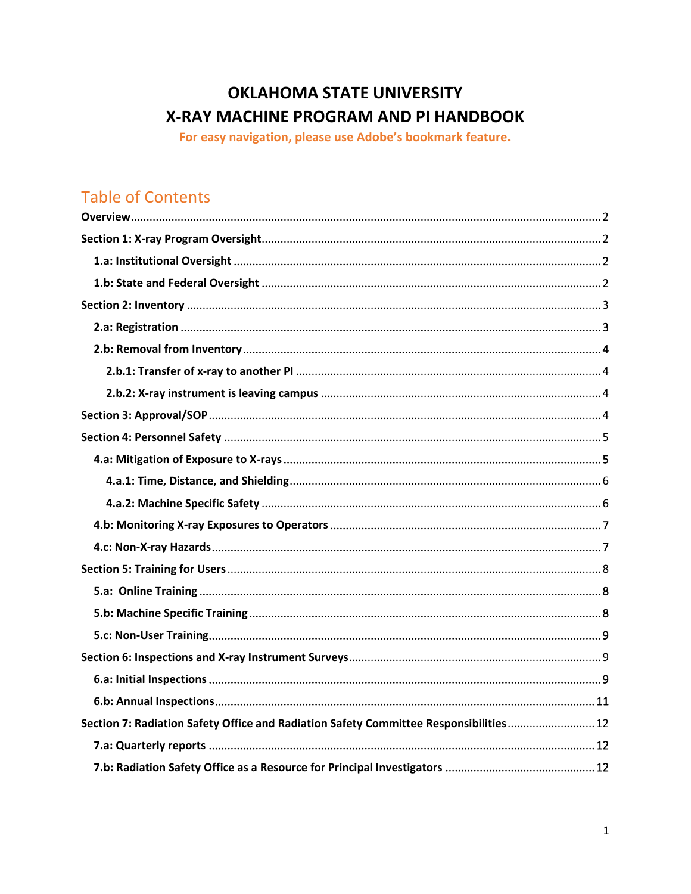# OKLAHOMA STATE UNIVERSITY
# X-RAY MACHINE PROGRAM AND PI HANDBOOK

**For easy navigation, please use Adobe's bookmark feature.**

## Table of Contents

**Overview** .......... 2

**Section 1: X-ray Program Oversight** .......... 2

- **1.a: Institutional Oversight** .......... 2
- **1.b: State and Federal Oversight** .......... 2

**Section 2: Inventory** .......... 3

- **2.a: Registration** .......... 3
- **2.b: Removal from Inventory** .......... 4
  - **2.b.1: Transfer of x-ray to another PI** .......... 4
  - **2.b.2: X-ray instrument is leaving campus** .......... 4

**Section 3: Approval/SOP** .......... 4

**Section 4: Personnel Safety** .......... 5

- **4.a: Mitigation of Exposure to X-rays** .......... 5
  - **4.a.1: Time, Distance, and Shielding** .......... 6
  - **4.a.2: Machine Specific Safety** .......... 6
- **4.b: Monitoring X-ray Exposures to Operators** .......... 7
- **4.c: Non-X-ray Hazards** .......... 7

**Section 5: Training for Users** .......... 8

- **5.a: Online Training** .......... 8
- **5.b: Machine Specific Training** .......... 8
- **5.c: Non-User Training** .......... 9

**Section 6: Inspections and X-ray Instrument Surveys** .......... 9

- **6.a: Initial Inspections** .......... 9
- **6.b: Annual Inspections** .......... 11

**Section 7: Radiation Safety Office and Radiation Safety Committee Responsibilities** .......... 12

- **7.a: Quarterly reports** .......... 12
- **7.b: Radiation Safety Office as a Resource for Principal Investigators** .......... 12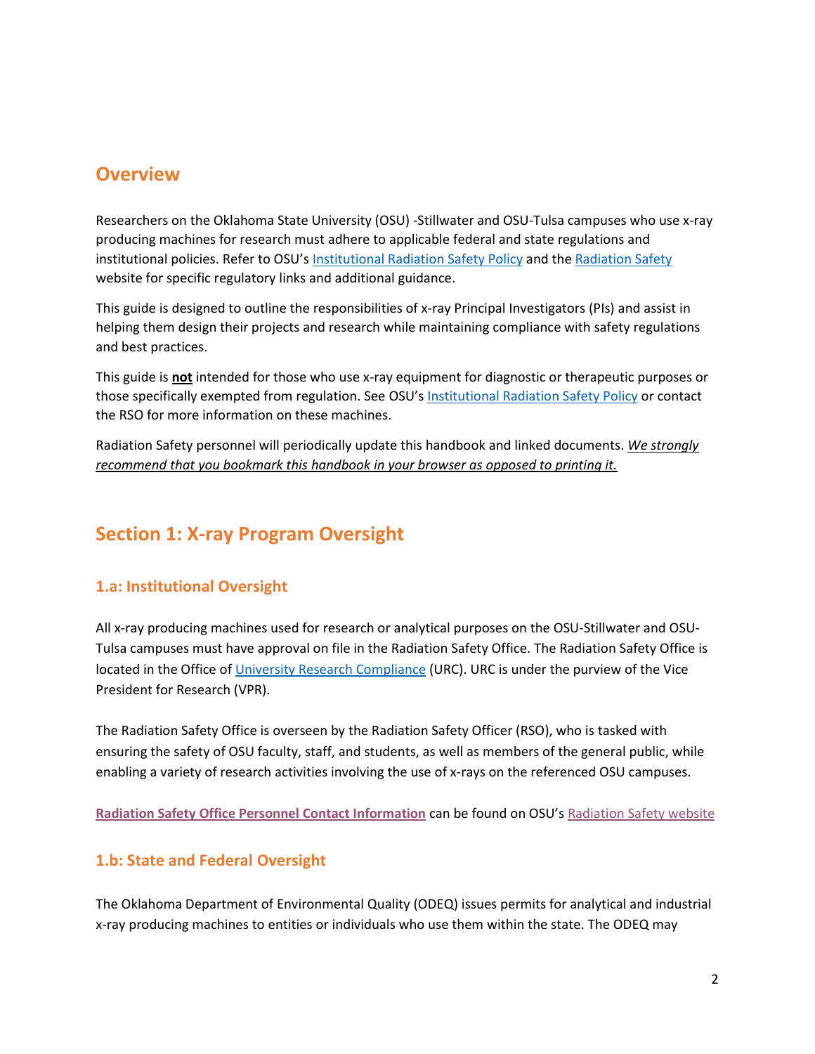## Overview

Researchers on the Oklahoma State University (OSU) -Stillwater and OSU-Tulsa campuses who use x-ray producing machines for research must adhere to applicable federal and state regulations and institutional policies. Refer to OSU's Institutional Radiation Safety Policy and the Radiation Safety website for specific regulatory links and additional guidance.

This guide is designed to outline the responsibilities of x-ray Principal Investigators (PIs) and assist in helping them design their projects and research while maintaining compliance with safety regulations and best practices.

This guide is **not** intended for those who use x-ray equipment for diagnostic or therapeutic purposes or those specifically exempted from regulation. See OSU's Institutional Radiation Safety Policy or contact the RSO for more information on these machines.

Radiation Safety personnel will periodically update this handbook and linked documents. *We strongly recommend that you bookmark this handbook in your browser as opposed to printing it.*

## Section 1: X-ray Program Oversight

### 1.a: Institutional Oversight

All x-ray producing machines used for research or analytical purposes on the OSU-Stillwater and OSU-Tulsa campuses must have approval on file in the Radiation Safety Office. The Radiation Safety Office is located in the Office of University Research Compliance (URC). URC is under the purview of the Vice President for Research (VPR).

The Radiation Safety Office is overseen by the Radiation Safety Officer (RSO), who is tasked with ensuring the safety of OSU faculty, staff, and students, as well as members of the general public, while enabling a variety of research activities involving the use of x-rays on the referenced OSU campuses.

**Radiation Safety Office Personnel Contact Information** can be found on OSU's Radiation Safety website

### 1.b: State and Federal Oversight

The Oklahoma Department of Environmental Quality (ODEQ) issues permits for analytical and industrial x-ray producing machines to entities or individuals who use them within the state. The ODEQ may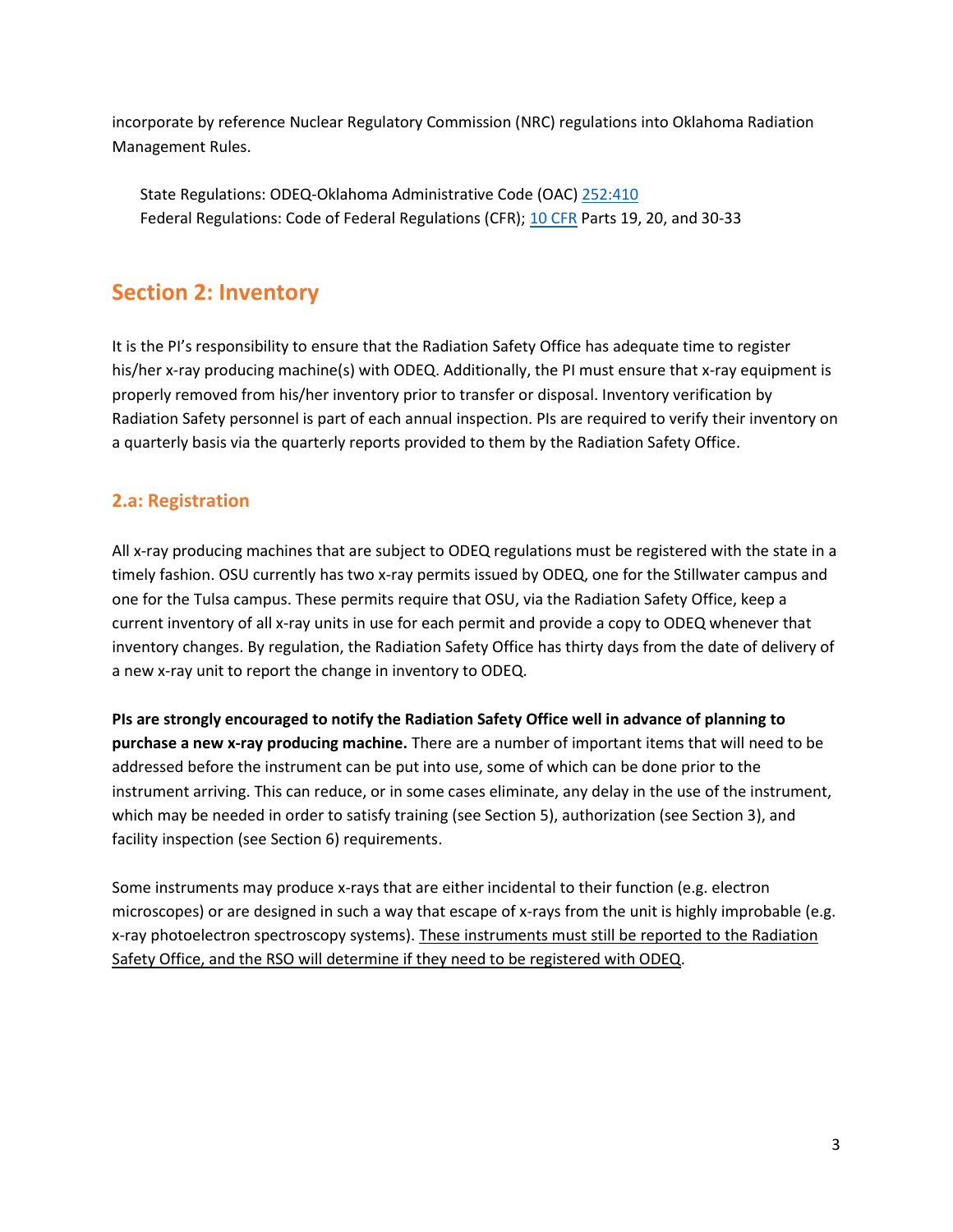incorporate by reference Nuclear Regulatory Commission (NRC) regulations into Oklahoma Radiation Management Rules.

State Regulations: ODEQ-Oklahoma Administrative Code (OAC) 252:410
Federal Regulations: Code of Federal Regulations (CFR); 10 CFR Parts 19, 20, and 30-33

## Section 2: Inventory

It is the PI's responsibility to ensure that the Radiation Safety Office has adequate time to register his/her x-ray producing machine(s) with ODEQ. Additionally, the PI must ensure that x-ray equipment is properly removed from his/her inventory prior to transfer or disposal. Inventory verification by Radiation Safety personnel is part of each annual inspection. PIs are required to verify their inventory on a quarterly basis via the quarterly reports provided to them by the Radiation Safety Office.

### 2.a: Registration

All x-ray producing machines that are subject to ODEQ regulations must be registered with the state in a timely fashion. OSU currently has two x-ray permits issued by ODEQ, one for the Stillwater campus and one for the Tulsa campus. These permits require that OSU, via the Radiation Safety Office, keep a current inventory of all x-ray units in use for each permit and provide a copy to ODEQ whenever that inventory changes. By regulation, the Radiation Safety Office has thirty days from the date of delivery of a new x-ray unit to report the change in inventory to ODEQ.

**PIs are strongly encouraged to notify the Radiation Safety Office well in advance of planning to purchase a new x-ray producing machine.** There are a number of important items that will need to be addressed before the instrument can be put into use, some of which can be done prior to the instrument arriving. This can reduce, or in some cases eliminate, any delay in the use of the instrument, which may be needed in order to satisfy training (see Section 5), authorization (see Section 3), and facility inspection (see Section 6) requirements.

Some instruments may produce x-rays that are either incidental to their function (e.g. electron microscopes) or are designed in such a way that escape of x-rays from the unit is highly improbable (e.g. x-ray photoelectron spectroscopy systems). <u>These instruments must still be reported to the Radiation Safety Office, and the RSO will determine if they need to be registered with ODEQ</u>.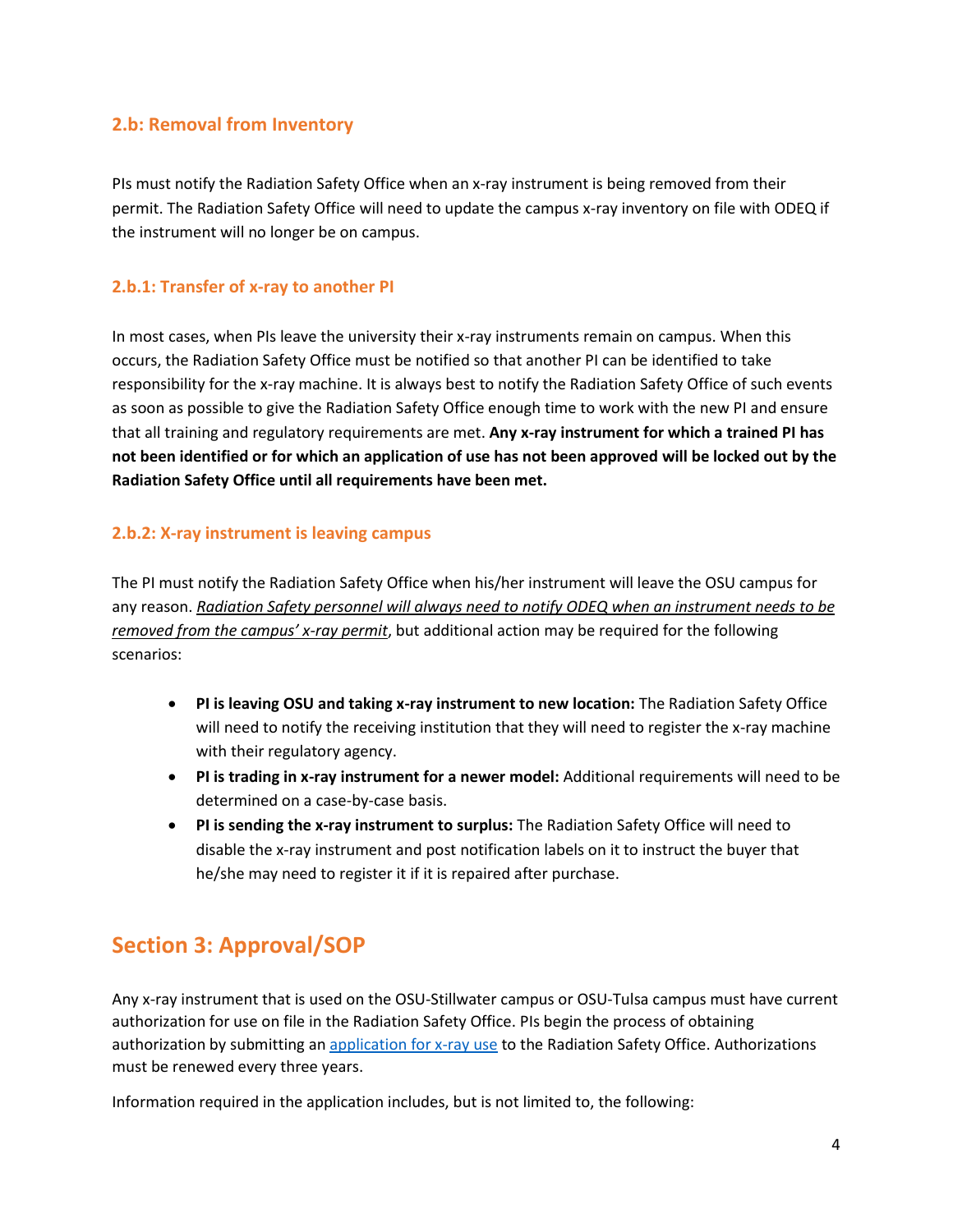### 2.b: Removal from Inventory

PIs must notify the Radiation Safety Office when an x-ray instrument is being removed from their permit. The Radiation Safety Office will need to update the campus x-ray inventory on file with ODEQ if the instrument will no longer be on campus.

#### 2.b.1: Transfer of x-ray to another PI

In most cases, when PIs leave the university their x-ray instruments remain on campus. When this occurs, the Radiation Safety Office must be notified so that another PI can be identified to take responsibility for the x-ray machine. It is always best to notify the Radiation Safety Office of such events as soon as possible to give the Radiation Safety Office enough time to work with the new PI and ensure that all training and regulatory requirements are met. **Any x-ray instrument for which a trained PI has not been identified or for which an application of use has not been approved will be locked out by the Radiation Safety Office until all requirements have been met.**

#### 2.b.2: X-ray instrument is leaving campus

The PI must notify the Radiation Safety Office when his/her instrument will leave the OSU campus for any reason. <u>*Radiation Safety personnel will always need to notify ODEQ when an instrument needs to be removed from the campus' x-ray permit*</u>, but additional action may be required for the following scenarios:

- **PI is leaving OSU and taking x-ray instrument to new location:** The Radiation Safety Office will need to notify the receiving institution that they will need to register the x-ray machine with their regulatory agency.
- **PI is trading in x-ray instrument for a newer model:** Additional requirements will need to be determined on a case-by-case basis.
- **PI is sending the x-ray instrument to surplus:** The Radiation Safety Office will need to disable the x-ray instrument and post notification labels on it to instruct the buyer that he/she may need to register it if it is repaired after purchase.

## Section 3: Approval/SOP

Any x-ray instrument that is used on the OSU-Stillwater campus or OSU-Tulsa campus must have current authorization for use on file in the Radiation Safety Office. PIs begin the process of obtaining authorization by submitting an application for x-ray use to the Radiation Safety Office. Authorizations must be renewed every three years.

Information required in the application includes, but is not limited to, the following: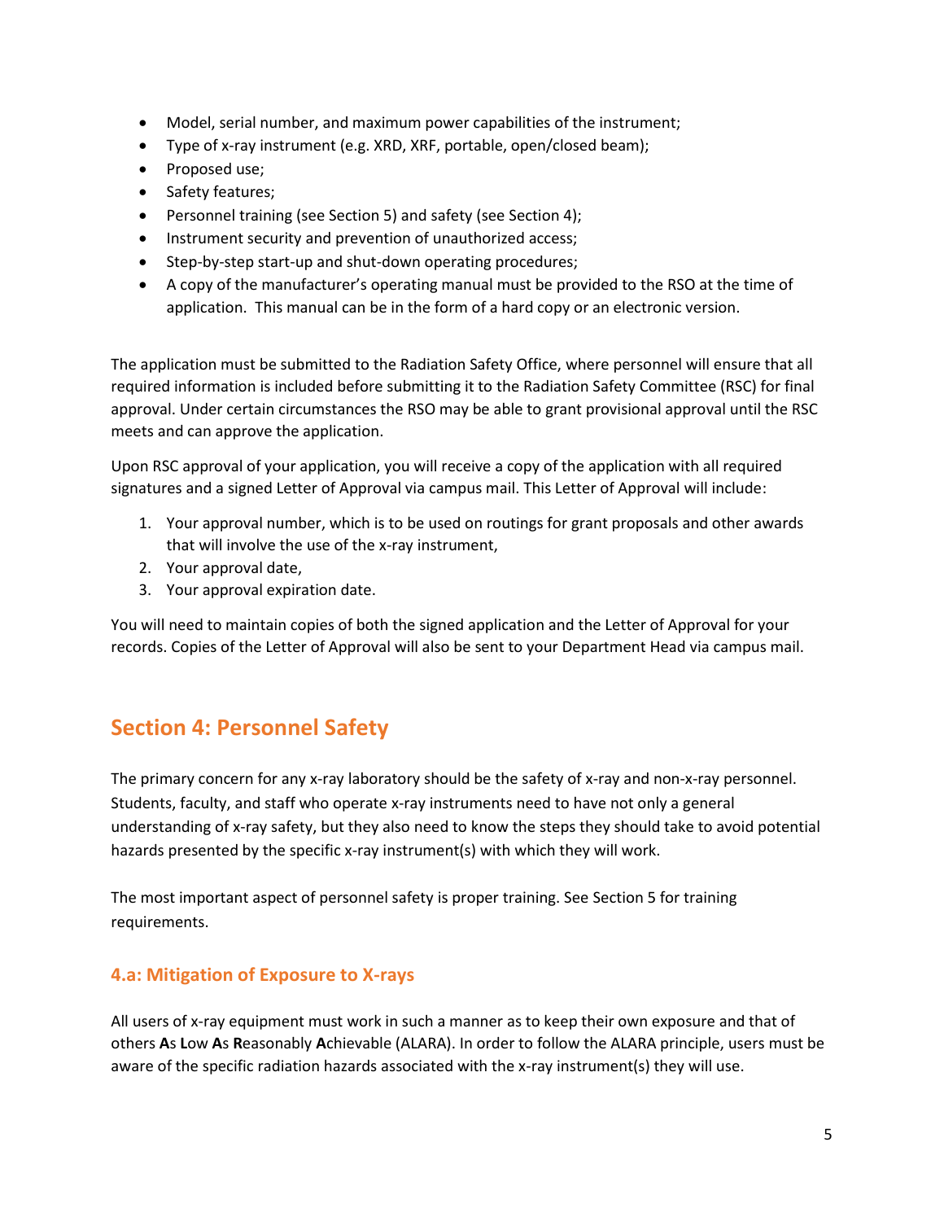- Model, serial number, and maximum power capabilities of the instrument;
- Type of x-ray instrument (e.g. XRD, XRF, portable, open/closed beam);
- Proposed use;
- Safety features;
- Personnel training (see Section 5) and safety (see Section 4);
- Instrument security and prevention of unauthorized access;
- Step-by-step start-up and shut-down operating procedures;
- A copy of the manufacturer's operating manual must be provided to the RSO at the time of application. This manual can be in the form of a hard copy or an electronic version.

The application must be submitted to the Radiation Safety Office, where personnel will ensure that all required information is included before submitting it to the Radiation Safety Committee (RSC) for final approval. Under certain circumstances the RSO may be able to grant provisional approval until the RSC meets and can approve the application.

Upon RSC approval of your application, you will receive a copy of the application with all required signatures and a signed Letter of Approval via campus mail. This Letter of Approval will include:

1. Your approval number, which is to be used on routings for grant proposals and other awards that will involve the use of the x-ray instrument,
2. Your approval date,
3. Your approval expiration date.

You will need to maintain copies of both the signed application and the Letter of Approval for your records. Copies of the Letter of Approval will also be sent to your Department Head via campus mail.

## Section 4: Personnel Safety

The primary concern for any x-ray laboratory should be the safety of x-ray and non-x-ray personnel. Students, faculty, and staff who operate x-ray instruments need to have not only a general understanding of x-ray safety, but they also need to know the steps they should take to avoid potential hazards presented by the specific x-ray instrument(s) with which they will work.

The most important aspect of personnel safety is proper training. See Section 5 for training requirements.

### 4.a: Mitigation of Exposure to X-rays

All users of x-ray equipment must work in such a manner as to keep their own exposure and that of others **A**s **L**ow **A**s **R**easonably **A**chievable (ALARA). In order to follow the ALARA principle, users must be aware of the specific radiation hazards associated with the x-ray instrument(s) they will use.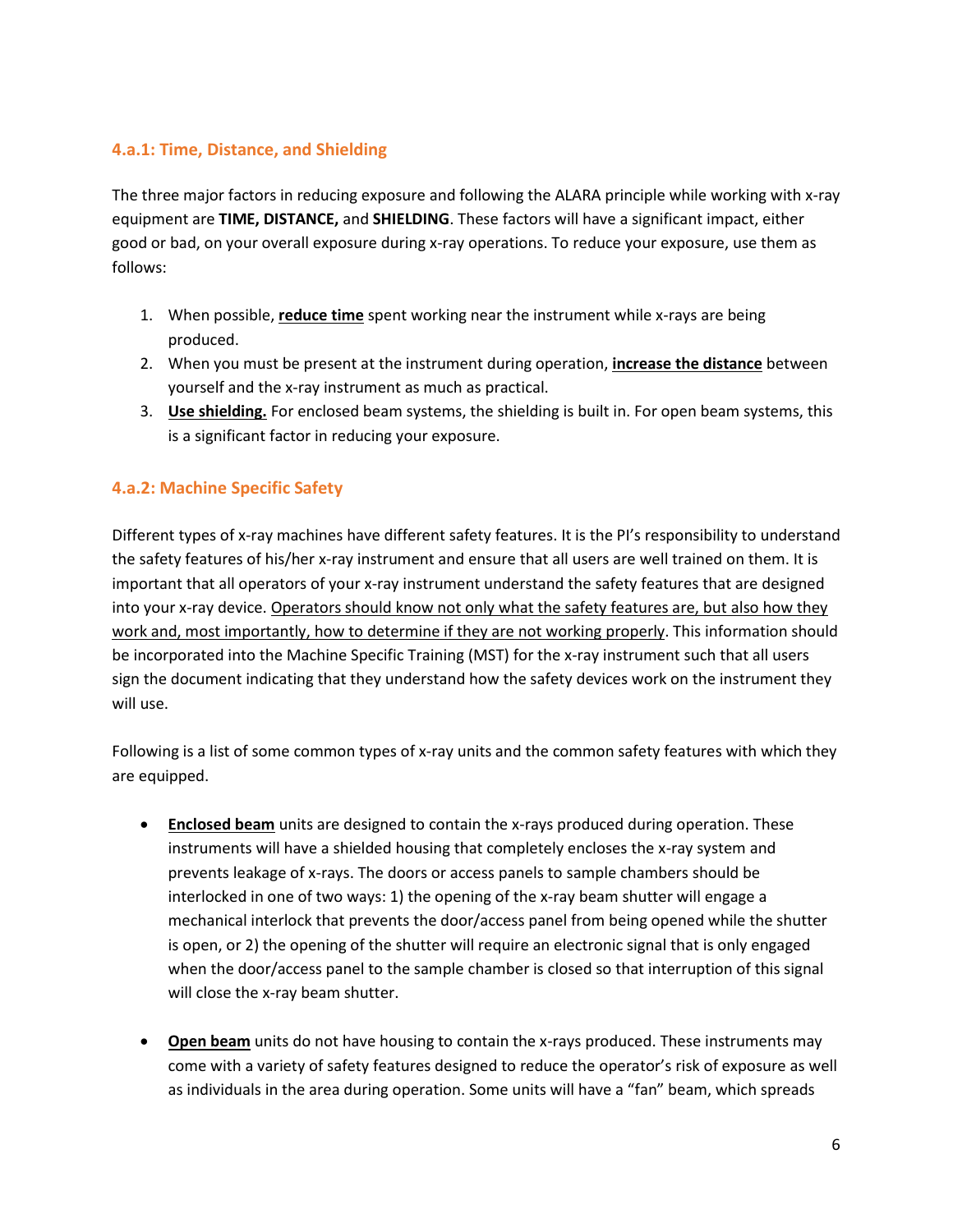### 4.a.1: Time, Distance, and Shielding

The three major factors in reducing exposure and following the ALARA principle while working with x-ray equipment are **TIME, DISTANCE,** and **SHIELDING**. These factors will have a significant impact, either good or bad, on your overall exposure during x-ray operations. To reduce your exposure, use them as follows:

1. When possible, <u>**reduce time**</u> spent working near the instrument while x-rays are being produced.
2. When you must be present at the instrument during operation, <u>**increase the distance**</u> between yourself and the x-ray instrument as much as practical.
3. <u>**Use shielding.**</u> For enclosed beam systems, the shielding is built in. For open beam systems, this is a significant factor in reducing your exposure.

### 4.a.2: Machine Specific Safety

Different types of x-ray machines have different safety features. It is the PI's responsibility to understand the safety features of his/her x-ray instrument and ensure that all users are well trained on them. It is important that all operators of your x-ray instrument understand the safety features that are designed into your x-ray device. <u>Operators should know not only what the safety features are, but also how they work and, most importantly, how to determine if they are not working properly</u>. This information should be incorporated into the Machine Specific Training (MST) for the x-ray instrument such that all users sign the document indicating that they understand how the safety devices work on the instrument they will use.

Following is a list of some common types of x-ray units and the common safety features with which they are equipped.

- <u>**Enclosed beam**</u> units are designed to contain the x-rays produced during operation. These instruments will have a shielded housing that completely encloses the x-ray system and prevents leakage of x-rays. The doors or access panels to sample chambers should be interlocked in one of two ways: 1) the opening of the x-ray beam shutter will engage a mechanical interlock that prevents the door/access panel from being opened while the shutter is open, or 2) the opening of the shutter will require an electronic signal that is only engaged when the door/access panel to the sample chamber is closed so that interruption of this signal will close the x-ray beam shutter.

- <u>**Open beam**</u> units do not have housing to contain the x-rays produced. These instruments may come with a variety of safety features designed to reduce the operator's risk of exposure as well as individuals in the area during operation. Some units will have a "fan" beam, which spreads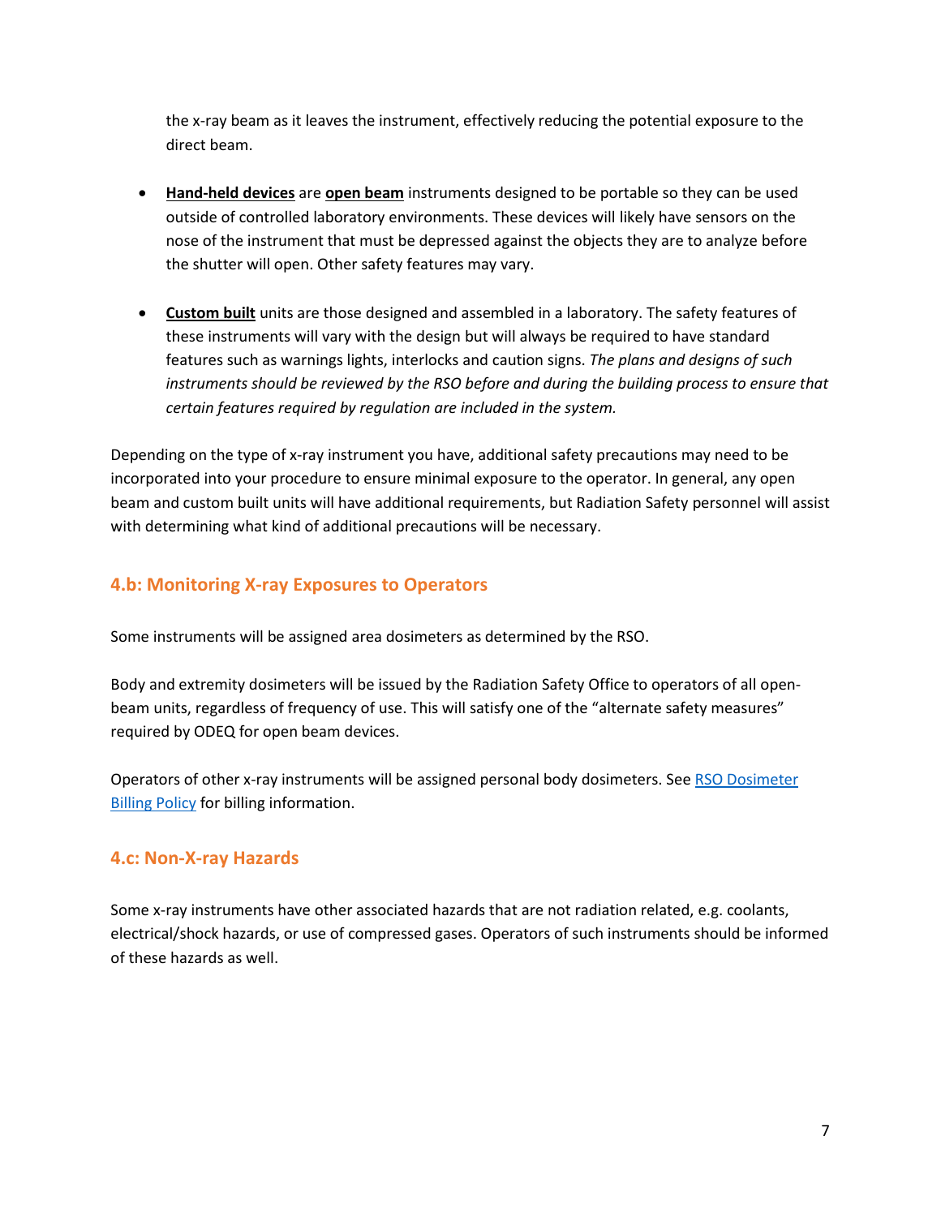the x-ray beam as it leaves the instrument, effectively reducing the potential exposure to the direct beam.

- **Hand-held devices** are **open beam** instruments designed to be portable so they can be used outside of controlled laboratory environments. These devices will likely have sensors on the nose of the instrument that must be depressed against the objects they are to analyze before the shutter will open. Other safety features may vary.

- **Custom built** units are those designed and assembled in a laboratory. The safety features of these instruments will vary with the design but will always be required to have standard features such as warnings lights, interlocks and caution signs. *The plans and designs of such instruments should be reviewed by the RSO before and during the building process to ensure that certain features required by regulation are included in the system.*

Depending on the type of x-ray instrument you have, additional safety precautions may need to be incorporated into your procedure to ensure minimal exposure to the operator. In general, any open beam and custom built units will have additional requirements, but Radiation Safety personnel will assist with determining what kind of additional precautions will be necessary.

## 4.b: Monitoring X-ray Exposures to Operators

Some instruments will be assigned area dosimeters as determined by the RSO.

Body and extremity dosimeters will be issued by the Radiation Safety Office to operators of all open-beam units, regardless of frequency of use. This will satisfy one of the "alternate safety measures" required by ODEQ for open beam devices.

Operators of other x-ray instruments will be assigned personal body dosimeters. See RSO Dosimeter Billing Policy for billing information.

## 4.c: Non-X-ray Hazards

Some x-ray instruments have other associated hazards that are not radiation related, e.g. coolants, electrical/shock hazards, or use of compressed gases. Operators of such instruments should be informed of these hazards as well.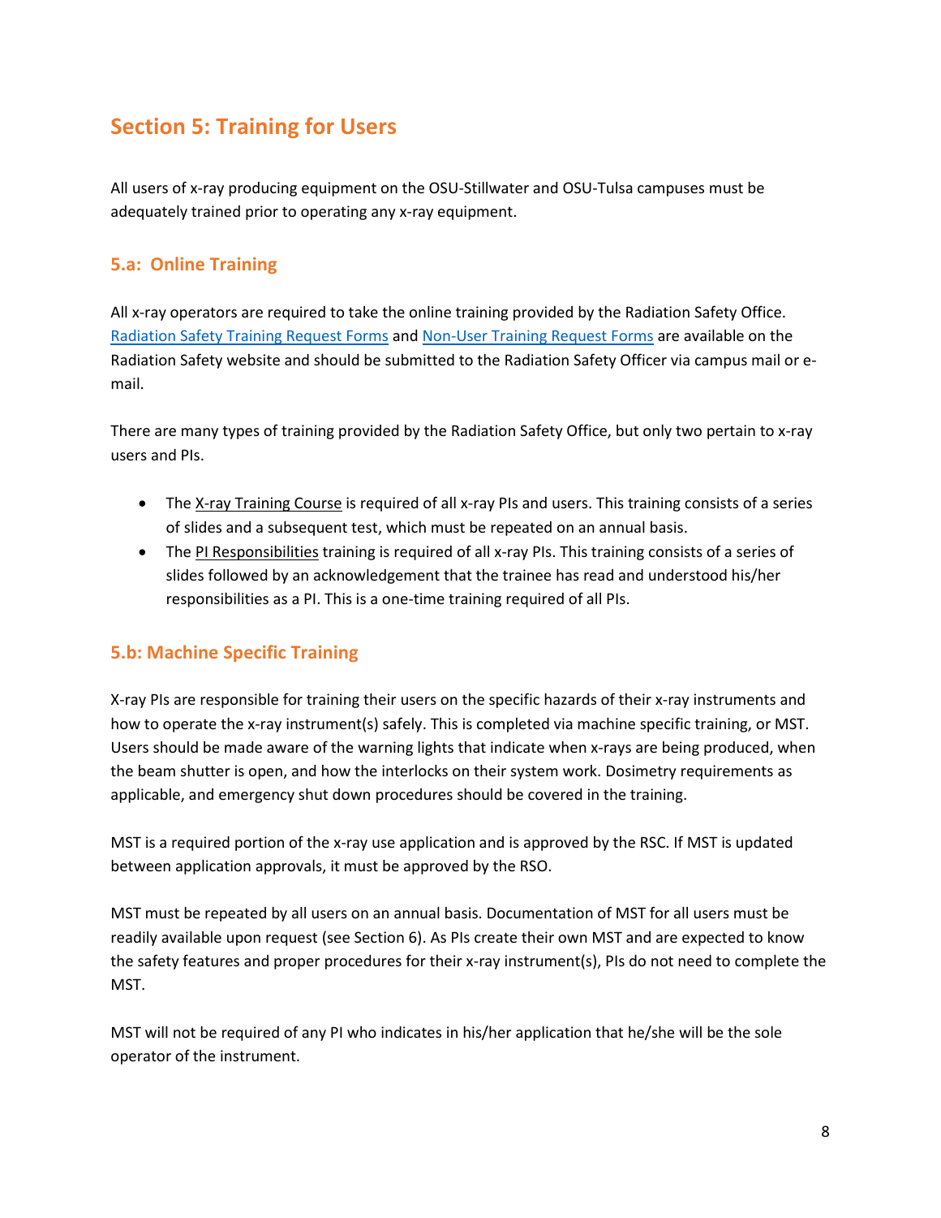## Section 5: Training for Users

All users of x-ray producing equipment on the OSU-Stillwater and OSU-Tulsa campuses must be adequately trained prior to operating any x-ray equipment.

### 5.a: Online Training

All x-ray operators are required to take the online training provided by the Radiation Safety Office. Radiation Safety Training Request Forms and Non-User Training Request Forms are available on the Radiation Safety website and should be submitted to the Radiation Safety Officer via campus mail or e-mail.

There are many types of training provided by the Radiation Safety Office, but only two pertain to x-ray users and PIs.

- The X-ray Training Course is required of all x-ray PIs and users. This training consists of a series of slides and a subsequent test, which must be repeated on an annual basis.
- The PI Responsibilities training is required of all x-ray PIs. This training consists of a series of slides followed by an acknowledgement that the trainee has read and understood his/her responsibilities as a PI. This is a one-time training required of all PIs.

### 5.b: Machine Specific Training

X-ray PIs are responsible for training their users on the specific hazards of their x-ray instruments and how to operate the x-ray instrument(s) safely. This is completed via machine specific training, or MST. Users should be made aware of the warning lights that indicate when x-rays are being produced, when the beam shutter is open, and how the interlocks on their system work. Dosimetry requirements as applicable, and emergency shut down procedures should be covered in the training.

MST is a required portion of the x-ray use application and is approved by the RSC. If MST is updated between application approvals, it must be approved by the RSO.

MST must be repeated by all users on an annual basis. Documentation of MST for all users must be readily available upon request (see Section 6). As PIs create their own MST and are expected to know the safety features and proper procedures for their x-ray instrument(s), PIs do not need to complete the MST.

MST will not be required of any PI who indicates in his/her application that he/she will be the sole operator of the instrument.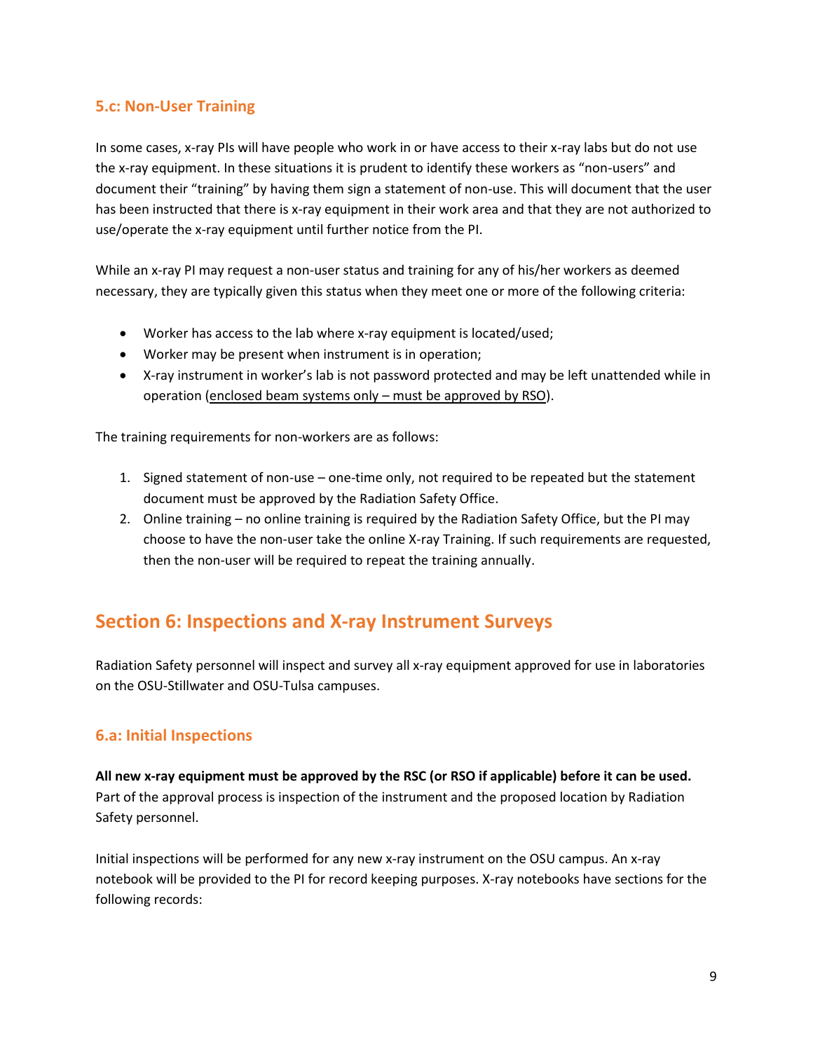### 5.c: Non-User Training

In some cases, x-ray PIs will have people who work in or have access to their x-ray labs but do not use the x-ray equipment. In these situations it is prudent to identify these workers as "non-users" and document their "training" by having them sign a statement of non-use. This will document that the user has been instructed that there is x-ray equipment in their work area and that they are not authorized to use/operate the x-ray equipment until further notice from the PI.

While an x-ray PI may request a non-user status and training for any of his/her workers as deemed necessary, they are typically given this status when they meet one or more of the following criteria:

- Worker has access to the lab where x-ray equipment is located/used;
- Worker may be present when instrument is in operation;
- X-ray instrument in worker's lab is not password protected and may be left unattended while in operation (<u>enclosed beam systems only – must be approved by RSO</u>).

The training requirements for non-workers are as follows:

1. Signed statement of non-use – one-time only, not required to be repeated but the statement document must be approved by the Radiation Safety Office.
2. Online training – no online training is required by the Radiation Safety Office, but the PI may choose to have the non-user take the online X-ray Training. If such requirements are requested, then the non-user will be required to repeat the training annually.

## Section 6: Inspections and X-ray Instrument Surveys

Radiation Safety personnel will inspect and survey all x-ray equipment approved for use in laboratories on the OSU-Stillwater and OSU-Tulsa campuses.

### 6.a: Initial Inspections

**All new x-ray equipment must be approved by the RSC (or RSO if applicable) before it can be used.** Part of the approval process is inspection of the instrument and the proposed location by Radiation Safety personnel.

Initial inspections will be performed for any new x-ray instrument on the OSU campus. An x-ray notebook will be provided to the PI for record keeping purposes. X-ray notebooks have sections for the following records: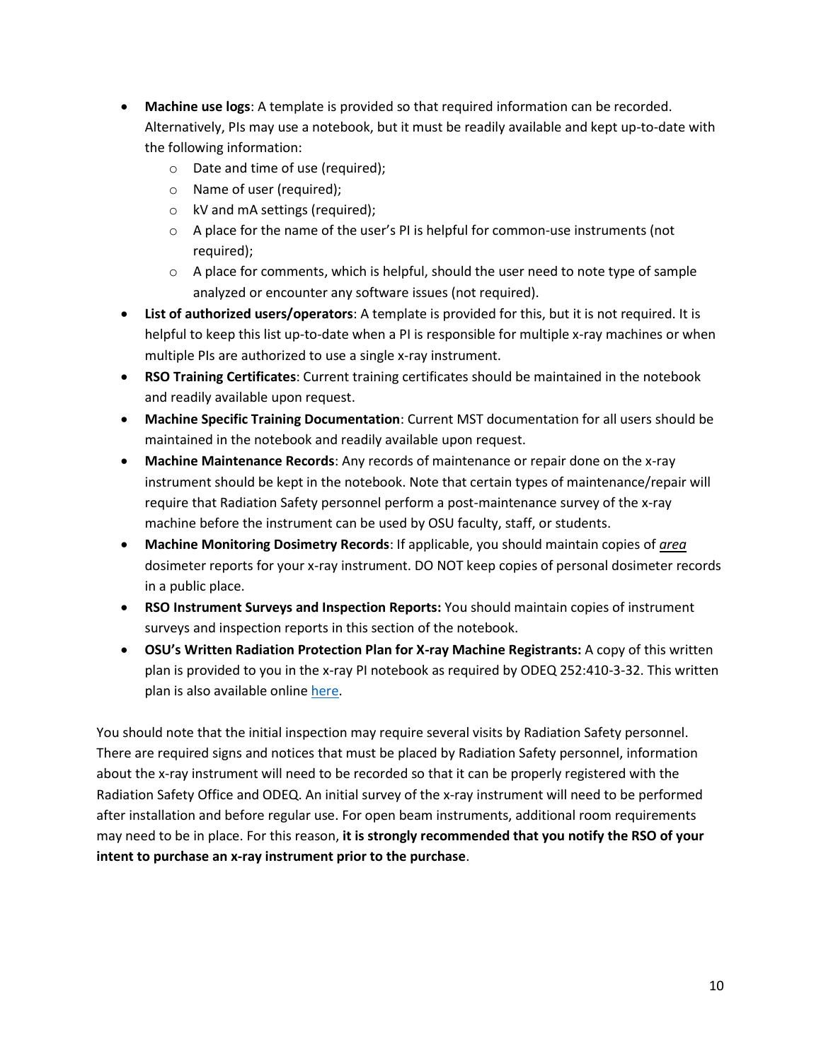- **Machine use logs**: A template is provided so that required information can be recorded. Alternatively, PIs may use a notebook, but it must be readily available and kept up-to-date with the following information:
  - Date and time of use (required);
  - Name of user (required);
  - kV and mA settings (required);
  - A place for the name of the user's PI is helpful for common-use instruments (not required);
  - A place for comments, which is helpful, should the user need to note type of sample analyzed or encounter any software issues (not required).
- **List of authorized users/operators**: A template is provided for this, but it is not required. It is helpful to keep this list up-to-date when a PI is responsible for multiple x-ray machines or when multiple PIs are authorized to use a single x-ray instrument.
- **RSO Training Certificates**: Current training certificates should be maintained in the notebook and readily available upon request.
- **Machine Specific Training Documentation**: Current MST documentation for all users should be maintained in the notebook and readily available upon request.
- **Machine Maintenance Records**: Any records of maintenance or repair done on the x-ray instrument should be kept in the notebook. Note that certain types of maintenance/repair will require that Radiation Safety personnel perform a post-maintenance survey of the x-ray machine before the instrument can be used by OSU faculty, staff, or students.
- **Machine Monitoring Dosimetry Records**: If applicable, you should maintain copies of ***area*** dosimeter reports for your x-ray instrument. DO NOT keep copies of personal dosimeter records in a public place.
- **RSO Instrument Surveys and Inspection Reports:** You should maintain copies of instrument surveys and inspection reports in this section of the notebook.
- **OSU's Written Radiation Protection Plan for X-ray Machine Registrants:** A copy of this written plan is provided to you in the x-ray PI notebook as required by ODEQ 252:410-3-32. This written plan is also available online here.

You should note that the initial inspection may require several visits by Radiation Safety personnel. There are required signs and notices that must be placed by Radiation Safety personnel, information about the x-ray instrument will need to be recorded so that it can be properly registered with the Radiation Safety Office and ODEQ. An initial survey of the x-ray instrument will need to be performed after installation and before regular use. For open beam instruments, additional room requirements may need to be in place. For this reason, **it is strongly recommended that you notify the RSO of your intent to purchase an x-ray instrument prior to the purchase**.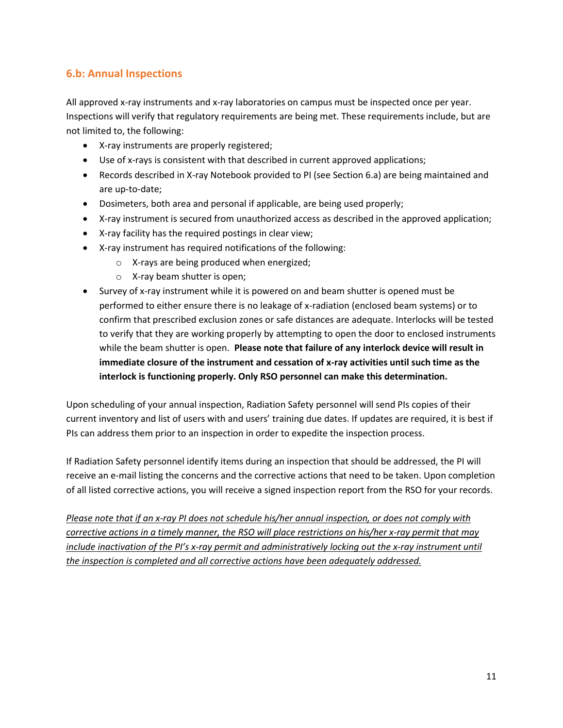## 6.b: Annual Inspections

All approved x-ray instruments and x-ray laboratories on campus must be inspected once per year. Inspections will verify that regulatory requirements are being met. These requirements include, but are not limited to, the following:

- X-ray instruments are properly registered;
- Use of x-rays is consistent with that described in current approved applications;
- Records described in X-ray Notebook provided to PI (see Section 6.a) are being maintained and are up-to-date;
- Dosimeters, both area and personal if applicable, are being used properly;
- X-ray instrument is secured from unauthorized access as described in the approved application;
- X-ray facility has the required postings in clear view;
- X-ray instrument has required notifications of the following:
  - X-rays are being produced when energized;
  - X-ray beam shutter is open;
- Survey of x-ray instrument while it is powered on and beam shutter is opened must be performed to either ensure there is no leakage of x-radiation (enclosed beam systems) or to confirm that prescribed exclusion zones or safe distances are adequate. Interlocks will be tested to verify that they are working properly by attempting to open the door to enclosed instruments while the beam shutter is open. **Please note that failure of any interlock device will result in immediate closure of the instrument and cessation of x-ray activities until such time as the interlock is functioning properly. Only RSO personnel can make this determination.**

Upon scheduling of your annual inspection, Radiation Safety personnel will send PIs copies of their current inventory and list of users with and users' training due dates. If updates are required, it is best if PIs can address them prior to an inspection in order to expedite the inspection process.

If Radiation Safety personnel identify items during an inspection that should be addressed, the PI will receive an e-mail listing the concerns and the corrective actions that need to be taken. Upon completion of all listed corrective actions, you will receive a signed inspection report from the RSO for your records.

*Please note that if an x-ray PI does not schedule his/her annual inspection, or does not comply with corrective actions in a timely manner, the RSO will place restrictions on his/her x-ray permit that may include inactivation of the PI's x-ray permit and administratively locking out the x-ray instrument until the inspection is completed and all corrective actions have been adequately addressed.*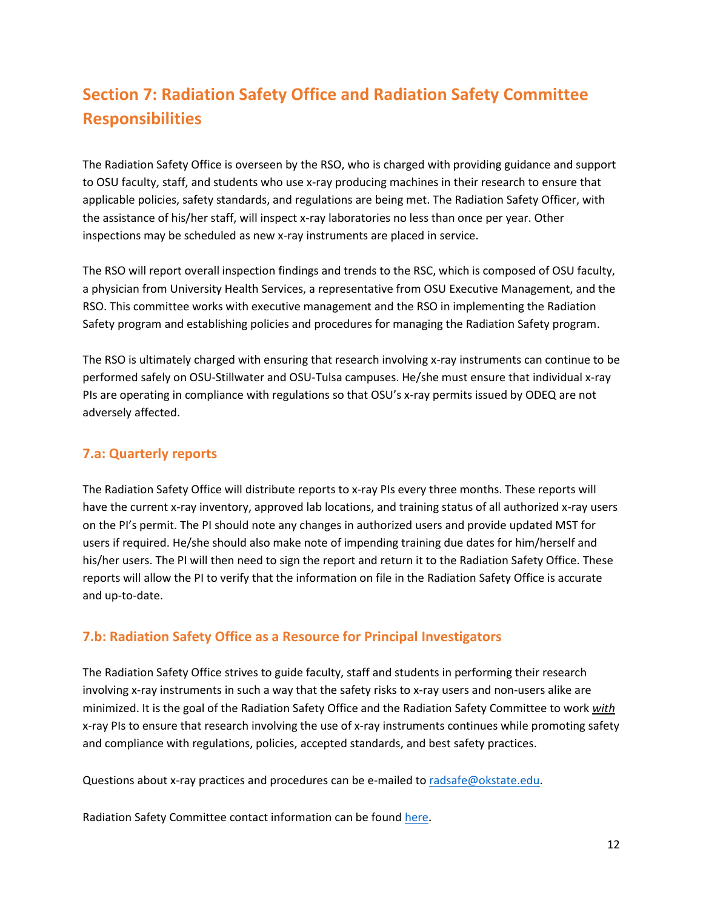# Section 7: Radiation Safety Office and Radiation Safety Committee Responsibilities

The Radiation Safety Office is overseen by the RSO, who is charged with providing guidance and support to OSU faculty, staff, and students who use x-ray producing machines in their research to ensure that applicable policies, safety standards, and regulations are being met. The Radiation Safety Officer, with the assistance of his/her staff, will inspect x-ray laboratories no less than once per year. Other inspections may be scheduled as new x-ray instruments are placed in service.

The RSO will report overall inspection findings and trends to the RSC, which is composed of OSU faculty, a physician from University Health Services, a representative from OSU Executive Management, and the RSO. This committee works with executive management and the RSO in implementing the Radiation Safety program and establishing policies and procedures for managing the Radiation Safety program.

The RSO is ultimately charged with ensuring that research involving x-ray instruments can continue to be performed safely on OSU-Stillwater and OSU-Tulsa campuses. He/she must ensure that individual x-ray PIs are operating in compliance with regulations so that OSU's x-ray permits issued by ODEQ are not adversely affected.

## 7.a: Quarterly reports

The Radiation Safety Office will distribute reports to x-ray PIs every three months. These reports will have the current x-ray inventory, approved lab locations, and training status of all authorized x-ray users on the PI's permit. The PI should note any changes in authorized users and provide updated MST for users if required. He/she should also make note of impending training due dates for him/herself and his/her users. The PI will then need to sign the report and return it to the Radiation Safety Office. These reports will allow the PI to verify that the information on file in the Radiation Safety Office is accurate and up-to-date.

## 7.b: Radiation Safety Office as a Resource for Principal Investigators

The Radiation Safety Office strives to guide faculty, staff and students in performing their research involving x-ray instruments in such a way that the safety risks to x-ray users and non-users alike are minimized. It is the goal of the Radiation Safety Office and the Radiation Safety Committee to work ***with*** x-ray PIs to ensure that research involving the use of x-ray instruments continues while promoting safety and compliance with regulations, policies, accepted standards, and best safety practices.

Questions about x-ray practices and procedures can be e-mailed to radsafe@okstate.edu.

Radiation Safety Committee contact information can be found here.